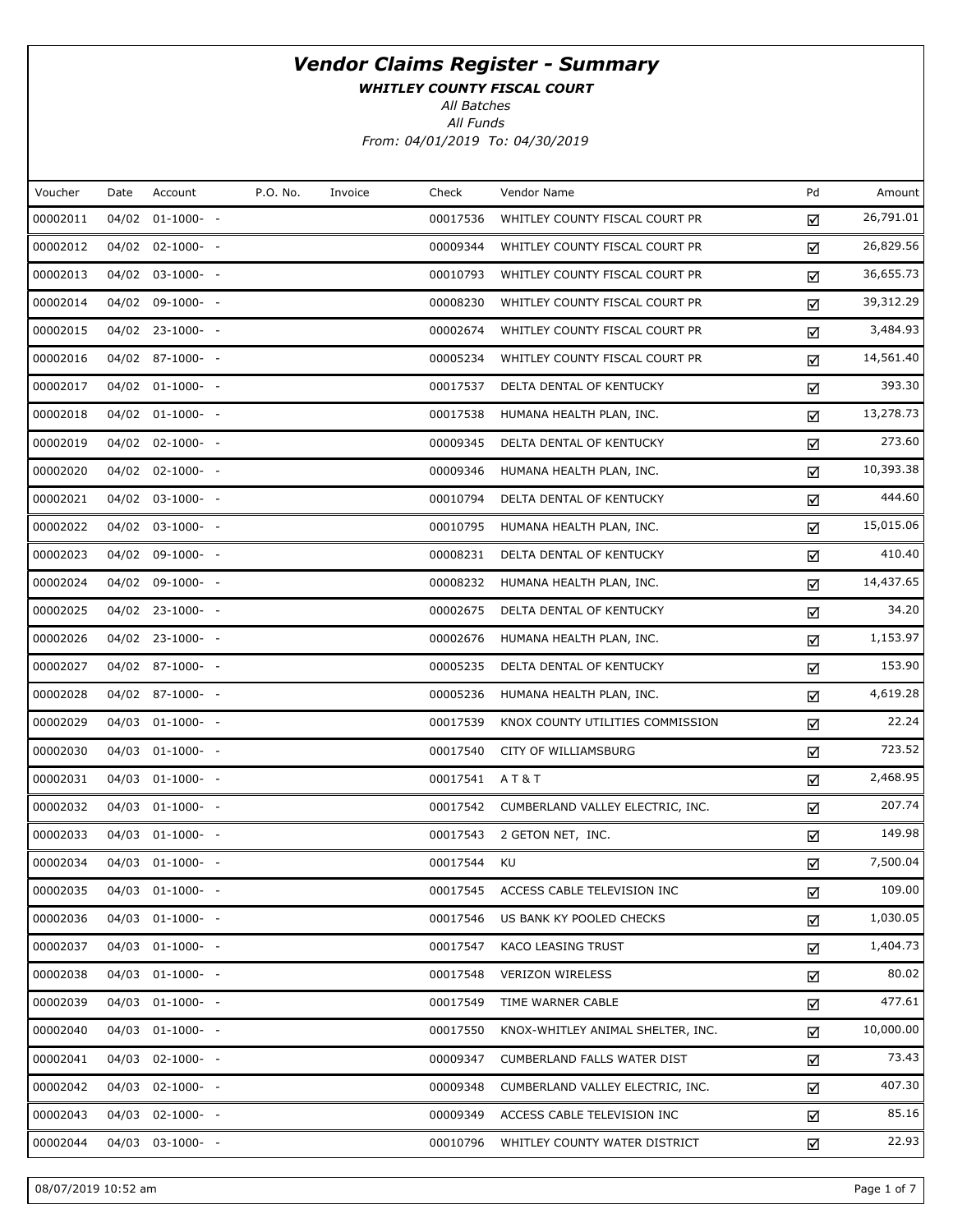# *Vendor Claims Register - Summary*

***WHITLEY COUNTY FISCAL COURT***

*All Batches*

*All Funds*

*From: 04/01/2019 To: 04/30/2019*

| Voucher | Date | Account | P.O. No. | Invoice | Check | Vendor Name | Pd | Amount |
|---|---|---|---|---|---|---|---|---|
| 00002011 | 04/02 | 01-1000- - | | | 00017536 | WHITLEY COUNTY FISCAL COURT PR | ☑ | 26,791.01 |
| 00002012 | 04/02 | 02-1000- - | | | 00009344 | WHITLEY COUNTY FISCAL COURT PR | ☑ | 26,829.56 |
| 00002013 | 04/02 | 03-1000- - | | | 00010793 | WHITLEY COUNTY FISCAL COURT PR | ☑ | 36,655.73 |
| 00002014 | 04/02 | 09-1000- - | | | 00008230 | WHITLEY COUNTY FISCAL COURT PR | ☑ | 39,312.29 |
| 00002015 | 04/02 | 23-1000- - | | | 00002674 | WHITLEY COUNTY FISCAL COURT PR | ☑ | 3,484.93 |
| 00002016 | 04/02 | 87-1000- - | | | 00005234 | WHITLEY COUNTY FISCAL COURT PR | ☑ | 14,561.40 |
| 00002017 | 04/02 | 01-1000- - | | | 00017537 | DELTA DENTAL OF KENTUCKY | ☑ | 393.30 |
| 00002018 | 04/02 | 01-1000- - | | | 00017538 | HUMANA HEALTH PLAN, INC. | ☑ | 13,278.73 |
| 00002019 | 04/02 | 02-1000- - | | | 00009345 | DELTA DENTAL OF KENTUCKY | ☑ | 273.60 |
| 00002020 | 04/02 | 02-1000- - | | | 00009346 | HUMANA HEALTH PLAN, INC. | ☑ | 10,393.38 |
| 00002021 | 04/02 | 03-1000- - | | | 00010794 | DELTA DENTAL OF KENTUCKY | ☑ | 444.60 |
| 00002022 | 04/02 | 03-1000- - | | | 00010795 | HUMANA HEALTH PLAN, INC. | ☑ | 15,015.06 |
| 00002023 | 04/02 | 09-1000- - | | | 00008231 | DELTA DENTAL OF KENTUCKY | ☑ | 410.40 |
| 00002024 | 04/02 | 09-1000- - | | | 00008232 | HUMANA HEALTH PLAN, INC. | ☑ | 14,437.65 |
| 00002025 | 04/02 | 23-1000- - | | | 00002675 | DELTA DENTAL OF KENTUCKY | ☑ | 34.20 |
| 00002026 | 04/02 | 23-1000- - | | | 00002676 | HUMANA HEALTH PLAN, INC. | ☑ | 1,153.97 |
| 00002027 | 04/02 | 87-1000- - | | | 00005235 | DELTA DENTAL OF KENTUCKY | ☑ | 153.90 |
| 00002028 | 04/02 | 87-1000- - | | | 00005236 | HUMANA HEALTH PLAN, INC. | ☑ | 4,619.28 |
| 00002029 | 04/03 | 01-1000- - | | | 00017539 | KNOX COUNTY UTILITIES COMMISSION | ☑ | 22.24 |
| 00002030 | 04/03 | 01-1000- - | | | 00017540 | CITY OF WILLIAMSBURG | ☑ | 723.52 |
| 00002031 | 04/03 | 01-1000- - | | | 00017541 | A T & T | ☑ | 2,468.95 |
| 00002032 | 04/03 | 01-1000- - | | | 00017542 | CUMBERLAND VALLEY ELECTRIC, INC. | ☑ | 207.74 |
| 00002033 | 04/03 | 01-1000- - | | | 00017543 | 2 GETON NET, INC. | ☑ | 149.98 |
| 00002034 | 04/03 | 01-1000- - | | | 00017544 | KU | ☑ | 7,500.04 |
| 00002035 | 04/03 | 01-1000- - | | | 00017545 | ACCESS CABLE TELEVISION INC | ☑ | 109.00 |
| 00002036 | 04/03 | 01-1000- - | | | 00017546 | US BANK KY POOLED CHECKS | ☑ | 1,030.05 |
| 00002037 | 04/03 | 01-1000- - | | | 00017547 | KACO LEASING TRUST | ☑ | 1,404.73 |
| 00002038 | 04/03 | 01-1000- - | | | 00017548 | VERIZON WIRELESS | ☑ | 80.02 |
| 00002039 | 04/03 | 01-1000- - | | | 00017549 | TIME WARNER CABLE | ☑ | 477.61 |
| 00002040 | 04/03 | 01-1000- - | | | 00017550 | KNOX-WHITLEY ANIMAL SHELTER, INC. | ☑ | 10,000.00 |
| 00002041 | 04/03 | 02-1000- - | | | 00009347 | CUMBERLAND FALLS WATER DIST | ☑ | 73.43 |
| 00002042 | 04/03 | 02-1000- - | | | 00009348 | CUMBERLAND VALLEY ELECTRIC, INC. | ☑ | 407.30 |
| 00002043 | 04/03 | 02-1000- - | | | 00009349 | ACCESS CABLE TELEVISION INC | ☑ | 85.16 |
| 00002044 | 04/03 | 03-1000- - | | | 00010796 | WHITLEY COUNTY WATER DISTRICT | ☑ | 22.93 |

08/07/2019 10:52 am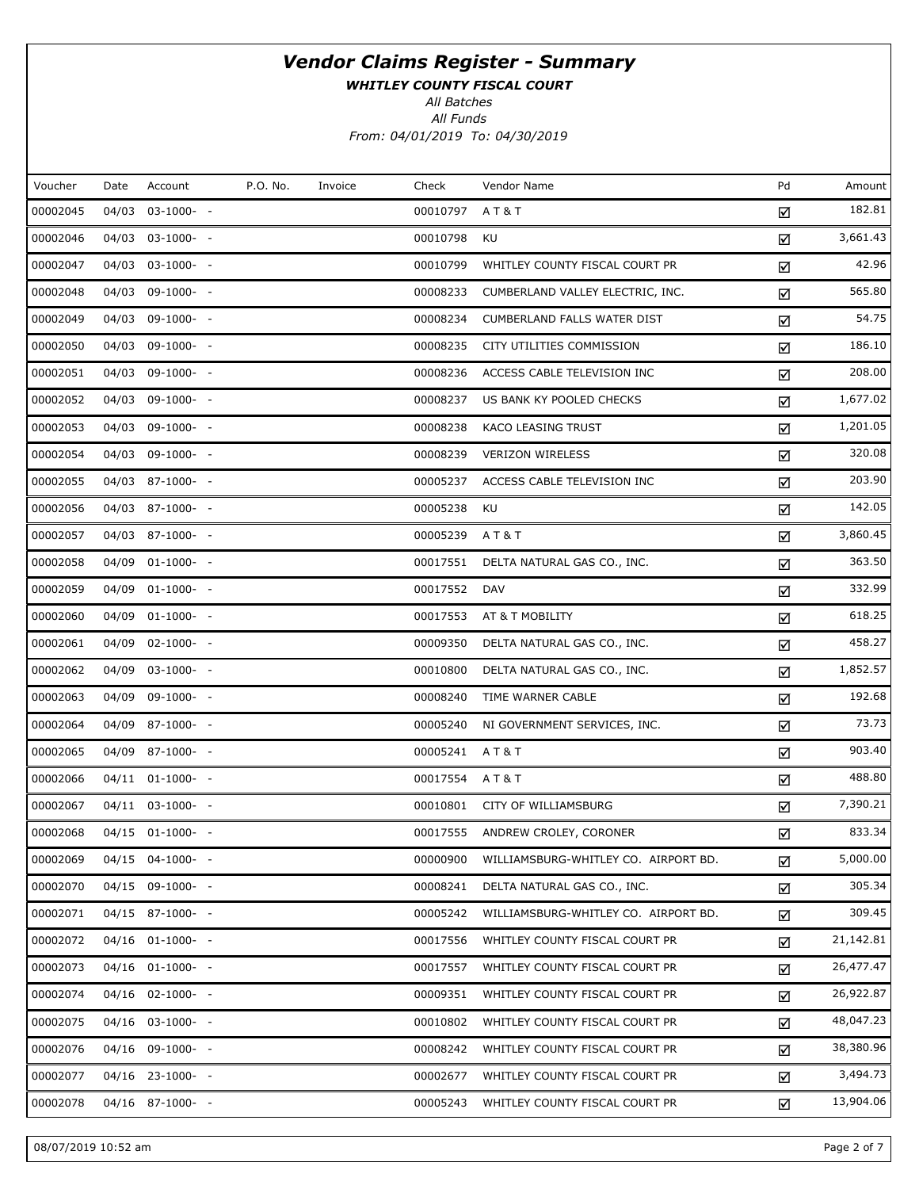# *Vendor Claims Register - Summary*

***WHITLEY COUNTY FISCAL COURT***

*All Batches*

*All Funds*

*From: 04/01/2019 To: 04/30/2019*

| Voucher | Date | Account | P.O. No. | Invoice | Check | Vendor Name | Pd | Amount |
|---|---|---|---|---|---|---|---|---|
| 00002045 | 04/03 | 03-1000- - | | | 00010797 | A T & T | ☑ | 182.81 |
| 00002046 | 04/03 | 03-1000- - | | | 00010798 | KU | ☑ | 3,661.43 |
| 00002047 | 04/03 | 03-1000- - | | | 00010799 | WHITLEY COUNTY FISCAL COURT PR | ☑ | 42.96 |
| 00002048 | 04/03 | 09-1000- - | | | 00008233 | CUMBERLAND VALLEY ELECTRIC, INC. | ☑ | 565.80 |
| 00002049 | 04/03 | 09-1000- - | | | 00008234 | CUMBERLAND FALLS WATER DIST | ☑ | 54.75 |
| 00002050 | 04/03 | 09-1000- - | | | 00008235 | CITY UTILITIES COMMISSION | ☑ | 186.10 |
| 00002051 | 04/03 | 09-1000- - | | | 00008236 | ACCESS CABLE TELEVISION INC | ☑ | 208.00 |
| 00002052 | 04/03 | 09-1000- - | | | 00008237 | US BANK KY POOLED CHECKS | ☑ | 1,677.02 |
| 00002053 | 04/03 | 09-1000- - | | | 00008238 | KACO LEASING TRUST | ☑ | 1,201.05 |
| 00002054 | 04/03 | 09-1000- - | | | 00008239 | VERIZON WIRELESS | ☑ | 320.08 |
| 00002055 | 04/03 | 87-1000- - | | | 00005237 | ACCESS CABLE TELEVISION INC | ☑ | 203.90 |
| 00002056 | 04/03 | 87-1000- - | | | 00005238 | KU | ☑ | 142.05 |
| 00002057 | 04/03 | 87-1000- - | | | 00005239 | A T & T | ☑ | 3,860.45 |
| 00002058 | 04/09 | 01-1000- - | | | 00017551 | DELTA NATURAL GAS CO., INC. | ☑ | 363.50 |
| 00002059 | 04/09 | 01-1000- - | | | 00017552 | DAV | ☑ | 332.99 |
| 00002060 | 04/09 | 01-1000- - | | | 00017553 | AT & T MOBILITY | ☑ | 618.25 |
| 00002061 | 04/09 | 02-1000- - | | | 00009350 | DELTA NATURAL GAS CO., INC. | ☑ | 458.27 |
| 00002062 | 04/09 | 03-1000- - | | | 00010800 | DELTA NATURAL GAS CO., INC. | ☑ | 1,852.57 |
| 00002063 | 04/09 | 09-1000- - | | | 00008240 | TIME WARNER CABLE | ☑ | 192.68 |
| 00002064 | 04/09 | 87-1000- - | | | 00005240 | NI GOVERNMENT SERVICES, INC. | ☑ | 73.73 |
| 00002065 | 04/09 | 87-1000- - | | | 00005241 | A T & T | ☑ | 903.40 |
| 00002066 | 04/11 | 01-1000- - | | | 00017554 | A T & T | ☑ | 488.80 |
| 00002067 | 04/11 | 03-1000- - | | | 00010801 | CITY OF WILLIAMSBURG | ☑ | 7,390.21 |
| 00002068 | 04/15 | 01-1000- - | | | 00017555 | ANDREW CROLEY, CORONER | ☑ | 833.34 |
| 00002069 | 04/15 | 04-1000- - | | | 00000900 | WILLIAMSBURG-WHITLEY CO. AIRPORT BD. | ☑ | 5,000.00 |
| 00002070 | 04/15 | 09-1000- - | | | 00008241 | DELTA NATURAL GAS CO., INC. | ☑ | 305.34 |
| 00002071 | 04/15 | 87-1000- - | | | 00005242 | WILLIAMSBURG-WHITLEY CO. AIRPORT BD. | ☑ | 309.45 |
| 00002072 | 04/16 | 01-1000- - | | | 00017556 | WHITLEY COUNTY FISCAL COURT PR | ☑ | 21,142.81 |
| 00002073 | 04/16 | 01-1000- - | | | 00017557 | WHITLEY COUNTY FISCAL COURT PR | ☑ | 26,477.47 |
| 00002074 | 04/16 | 02-1000- - | | | 00009351 | WHITLEY COUNTY FISCAL COURT PR | ☑ | 26,922.87 |
| 00002075 | 04/16 | 03-1000- - | | | 00010802 | WHITLEY COUNTY FISCAL COURT PR | ☑ | 48,047.23 |
| 00002076 | 04/16 | 09-1000- - | | | 00008242 | WHITLEY COUNTY FISCAL COURT PR | ☑ | 38,380.96 |
| 00002077 | 04/16 | 23-1000- - | | | 00002677 | WHITLEY COUNTY FISCAL COURT PR | ☑ | 3,494.73 |
| 00002078 | 04/16 | 87-1000- - | | | 00005243 | WHITLEY COUNTY FISCAL COURT PR | ☑ | 13,904.06 |

08/07/2019 10:52 am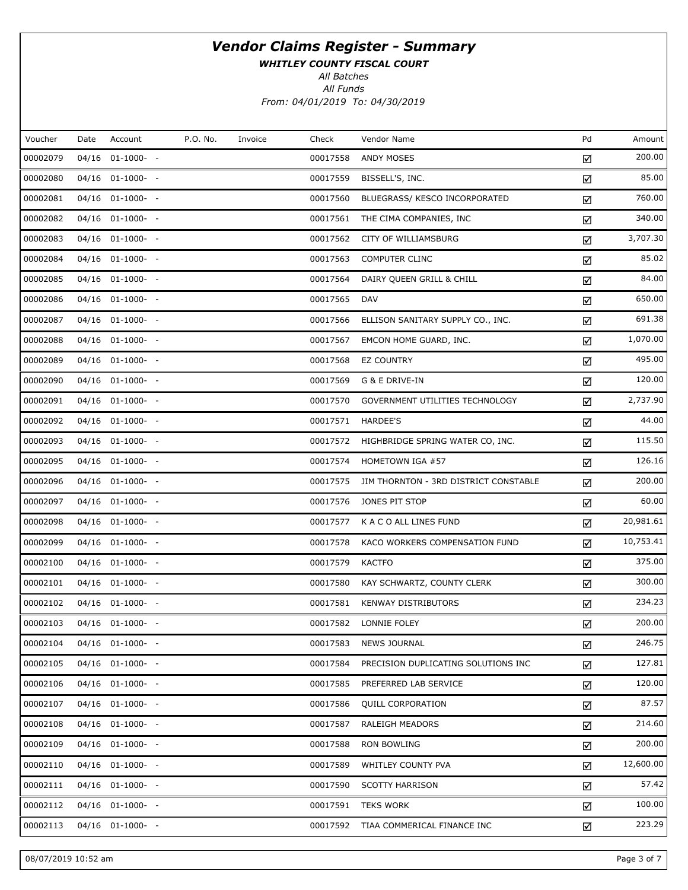# *Vendor Claims Register - Summary*

***WHITLEY COUNTY FISCAL COURT***

*All Batches*

*All Funds*

*From: 04/01/2019 To: 04/30/2019*

| Voucher | Date | Account | P.O. No. | Invoice | Check | Vendor Name | Pd | Amount |
|---|---|---|---|---|---|---|---|---|
| 00002079 | 04/16 | 01-1000- - | | | 00017558 | ANDY MOSES | ☑ | 200.00 |
| 00002080 | 04/16 | 01-1000- - | | | 00017559 | BISSELL'S, INC. | ☑ | 85.00 |
| 00002081 | 04/16 | 01-1000- - | | | 00017560 | BLUEGRASS/ KESCO INCORPORATED | ☑ | 760.00 |
| 00002082 | 04/16 | 01-1000- - | | | 00017561 | THE CIMA COMPANIES, INC | ☑ | 340.00 |
| 00002083 | 04/16 | 01-1000- - | | | 00017562 | CITY OF WILLIAMSBURG | ☑ | 3,707.30 |
| 00002084 | 04/16 | 01-1000- - | | | 00017563 | COMPUTER CLINC | ☑ | 85.02 |
| 00002085 | 04/16 | 01-1000- - | | | 00017564 | DAIRY QUEEN GRILL & CHILL | ☑ | 84.00 |
| 00002086 | 04/16 | 01-1000- - | | | 00017565 | DAV | ☑ | 650.00 |
| 00002087 | 04/16 | 01-1000- - | | | 00017566 | ELLISON SANITARY SUPPLY CO., INC. | ☑ | 691.38 |
| 00002088 | 04/16 | 01-1000- - | | | 00017567 | EMCON HOME GUARD, INC. | ☑ | 1,070.00 |
| 00002089 | 04/16 | 01-1000- - | | | 00017568 | EZ COUNTRY | ☑ | 495.00 |
| 00002090 | 04/16 | 01-1000- - | | | 00017569 | G & E DRIVE-IN | ☑ | 120.00 |
| 00002091 | 04/16 | 01-1000- - | | | 00017570 | GOVERNMENT UTILITIES TECHNOLOGY | ☑ | 2,737.90 |
| 00002092 | 04/16 | 01-1000- - | | | 00017571 | HARDEE'S | ☑ | 44.00 |
| 00002093 | 04/16 | 01-1000- - | | | 00017572 | HIGHBRIDGE SPRING WATER CO, INC. | ☑ | 115.50 |
| 00002095 | 04/16 | 01-1000- - | | | 00017574 | HOMETOWN IGA #57 | ☑ | 126.16 |
| 00002096 | 04/16 | 01-1000- - | | | 00017575 | JIM THORNTON - 3RD DISTRICT CONSTABLE | ☑ | 200.00 |
| 00002097 | 04/16 | 01-1000- - | | | 00017576 | JONES PIT STOP | ☑ | 60.00 |
| 00002098 | 04/16 | 01-1000- - | | | 00017577 | K A C O ALL LINES FUND | ☑ | 20,981.61 |
| 00002099 | 04/16 | 01-1000- - | | | 00017578 | KACO WORKERS COMPENSATION FUND | ☑ | 10,753.41 |
| 00002100 | 04/16 | 01-1000- - | | | 00017579 | KACTFO | ☑ | 375.00 |
| 00002101 | 04/16 | 01-1000- - | | | 00017580 | KAY SCHWARTZ, COUNTY CLERK | ☑ | 300.00 |
| 00002102 | 04/16 | 01-1000- - | | | 00017581 | KENWAY DISTRIBUTORS | ☑ | 234.23 |
| 00002103 | 04/16 | 01-1000- - | | | 00017582 | LONNIE FOLEY | ☑ | 200.00 |
| 00002104 | 04/16 | 01-1000- - | | | 00017583 | NEWS JOURNAL | ☑ | 246.75 |
| 00002105 | 04/16 | 01-1000- - | | | 00017584 | PRECISION DUPLICATING SOLUTIONS INC | ☑ | 127.81 |
| 00002106 | 04/16 | 01-1000- - | | | 00017585 | PREFERRED LAB SERVICE | ☑ | 120.00 |
| 00002107 | 04/16 | 01-1000- - | | | 00017586 | QUILL CORPORATION | ☑ | 87.57 |
| 00002108 | 04/16 | 01-1000- - | | | 00017587 | RALEIGH MEADORS | ☑ | 214.60 |
| 00002109 | 04/16 | 01-1000- - | | | 00017588 | RON BOWLING | ☑ | 200.00 |
| 00002110 | 04/16 | 01-1000- - | | | 00017589 | WHITLEY COUNTY PVA | ☑ | 12,600.00 |
| 00002111 | 04/16 | 01-1000- - | | | 00017590 | SCOTTY HARRISON | ☑ | 57.42 |
| 00002112 | 04/16 | 01-1000- - | | | 00017591 | TEKS WORK | ☑ | 100.00 |
| 00002113 | 04/16 | 01-1000- - | | | 00017592 | TIAA COMMERICAL FINANCE INC | ☑ | 223.29 |

08/07/2019 10:52 am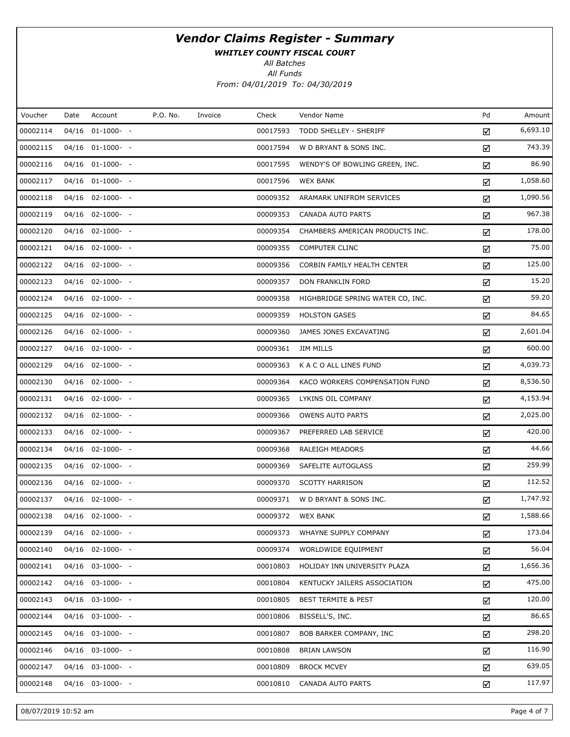# Vendor Claims Register - Summary

***WHITLEY COUNTY FISCAL COURT***

*All Batches*

*All Funds*

*From: 04/01/2019 To: 04/30/2019*

| Voucher | Date | Account | P.O. No. | Invoice | Check | Vendor Name | Pd | Amount |
|---|---|---|---|---|---|---|---|---|
| 00002114 | 04/16 | 01-1000- - | | | 00017593 | TODD SHELLEY - SHERIFF | ☑ | 6,693.10 |
| 00002115 | 04/16 | 01-1000- - | | | 00017594 | W D BRYANT & SONS INC. | ☑ | 743.39 |
| 00002116 | 04/16 | 01-1000- - | | | 00017595 | WENDY'S OF BOWLING GREEN, INC. | ☑ | 86.90 |
| 00002117 | 04/16 | 01-1000- - | | | 00017596 | WEX BANK | ☑ | 1,058.60 |
| 00002118 | 04/16 | 02-1000- - | | | 00009352 | ARAMARK UNIFROM SERVICES | ☑ | 1,090.56 |
| 00002119 | 04/16 | 02-1000- - | | | 00009353 | CANADA AUTO PARTS | ☑ | 967.38 |
| 00002120 | 04/16 | 02-1000- - | | | 00009354 | CHAMBERS AMERICAN PRODUCTS INC. | ☑ | 178.00 |
| 00002121 | 04/16 | 02-1000- - | | | 00009355 | COMPUTER CLINC | ☑ | 75.00 |
| 00002122 | 04/16 | 02-1000- - | | | 00009356 | CORBIN FAMILY HEALTH CENTER | ☑ | 125.00 |
| 00002123 | 04/16 | 02-1000- - | | | 00009357 | DON FRANKLIN FORD | ☑ | 15.20 |
| 00002124 | 04/16 | 02-1000- - | | | 00009358 | HIGHBRIDGE SPRING WATER CO, INC. | ☑ | 59.20 |
| 00002125 | 04/16 | 02-1000- - | | | 00009359 | HOLSTON GASES | ☑ | 84.65 |
| 00002126 | 04/16 | 02-1000- - | | | 00009360 | JAMES JONES EXCAVATING | ☑ | 2,601.04 |
| 00002127 | 04/16 | 02-1000- - | | | 00009361 | JIM MILLS | ☑ | 600.00 |
| 00002129 | 04/16 | 02-1000- - | | | 00009363 | K A C O ALL LINES FUND | ☑ | 4,039.73 |
| 00002130 | 04/16 | 02-1000- - | | | 00009364 | KACO WORKERS COMPENSATION FUND | ☑ | 8,536.50 |
| 00002131 | 04/16 | 02-1000- - | | | 00009365 | LYKINS OIL COMPANY | ☑ | 4,153.94 |
| 00002132 | 04/16 | 02-1000- - | | | 00009366 | OWENS AUTO PARTS | ☑ | 2,025.00 |
| 00002133 | 04/16 | 02-1000- - | | | 00009367 | PREFERRED LAB SERVICE | ☑ | 420.00 |
| 00002134 | 04/16 | 02-1000- - | | | 00009368 | RALEIGH MEADORS | ☑ | 44.66 |
| 00002135 | 04/16 | 02-1000- - | | | 00009369 | SAFELITE AUTOGLASS | ☑ | 259.99 |
| 00002136 | 04/16 | 02-1000- - | | | 00009370 | SCOTTY HARRISON | ☑ | 112.52 |
| 00002137 | 04/16 | 02-1000- - | | | 00009371 | W D BRYANT & SONS INC. | ☑ | 1,747.92 |
| 00002138 | 04/16 | 02-1000- - | | | 00009372 | WEX BANK | ☑ | 1,588.66 |
| 00002139 | 04/16 | 02-1000- - | | | 00009373 | WHAYNE SUPPLY COMPANY | ☑ | 173.04 |
| 00002140 | 04/16 | 02-1000- - | | | 00009374 | WORLDWIDE EQUIPMENT | ☑ | 56.04 |
| 00002141 | 04/16 | 03-1000- - | | | 00010803 | HOLIDAY INN UNIVERSITY PLAZA | ☑ | 1,656.36 |
| 00002142 | 04/16 | 03-1000- - | | | 00010804 | KENTUCKY JAILERS ASSOCIATION | ☑ | 475.00 |
| 00002143 | 04/16 | 03-1000- - | | | 00010805 | BEST TERMITE & PEST | ☑ | 120.00 |
| 00002144 | 04/16 | 03-1000- - | | | 00010806 | BISSELL'S, INC. | ☑ | 86.65 |
| 00002145 | 04/16 | 03-1000- - | | | 00010807 | BOB BARKER COMPANY, INC | ☑ | 298.20 |
| 00002146 | 04/16 | 03-1000- - | | | 00010808 | BRIAN LAWSON | ☑ | 116.90 |
| 00002147 | 04/16 | 03-1000- - | | | 00010809 | BROCK MCVEY | ☑ | 639.05 |
| 00002148 | 04/16 | 03-1000- - | | | 00010810 | CANADA AUTO PARTS | ☑ | 117.97 |

08/07/2019 10:52 am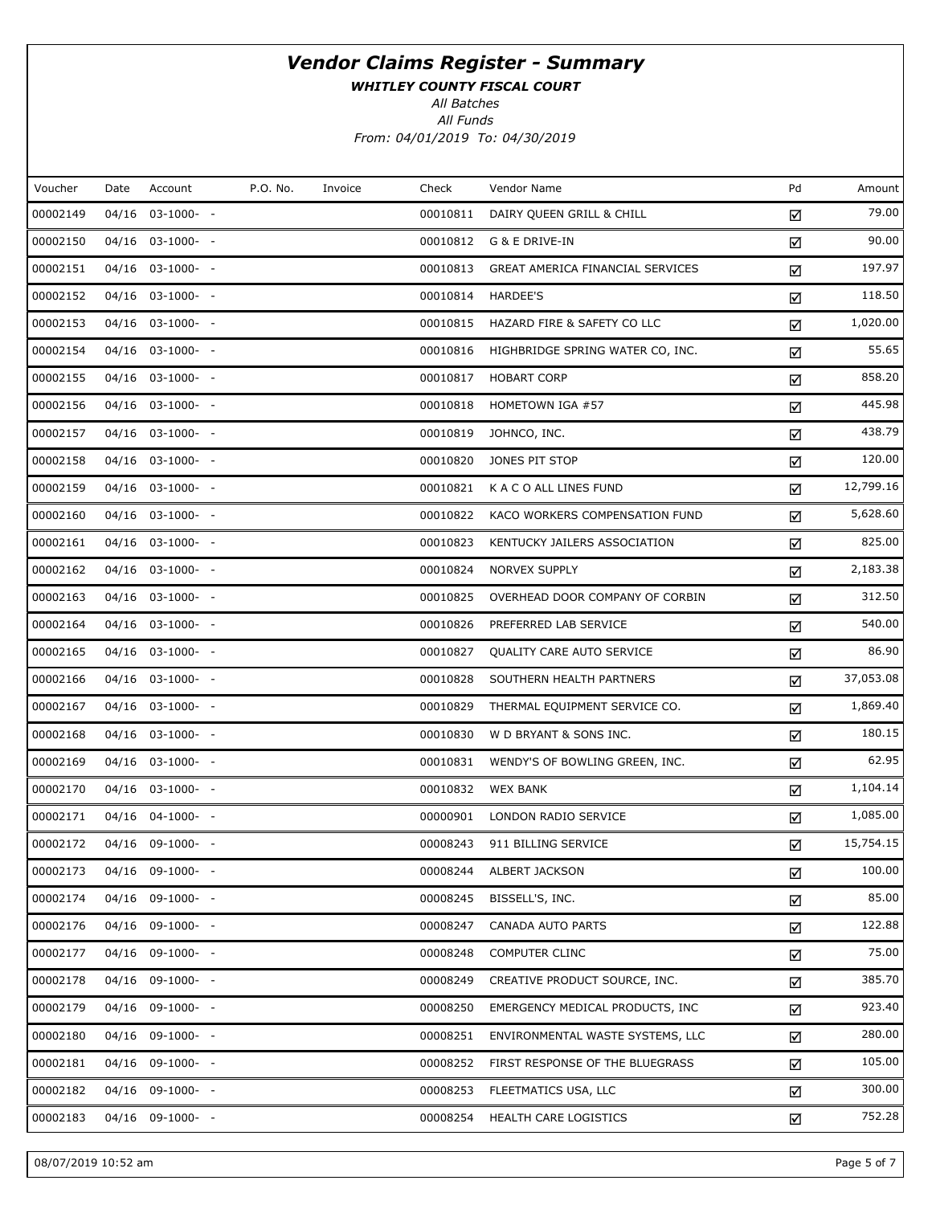# *Vendor Claims Register - Summary*

***WHITLEY COUNTY FISCAL COURT***

*All Batches*

*All Funds*

*From: 04/01/2019 To: 04/30/2019*

| Voucher | Date | Account | P.O. No. | Invoice | Check | Vendor Name | Pd | Amount |
|---|---|---|---|---|---|---|---|---|
| 00002149 | 04/16 | 03-1000- - | | | 00010811 | DAIRY QUEEN GRILL & CHILL | ☑ | 79.00 |
| 00002150 | 04/16 | 03-1000- - | | | 00010812 | G & E DRIVE-IN | ☑ | 90.00 |
| 00002151 | 04/16 | 03-1000- - | | | 00010813 | GREAT AMERICA FINANCIAL SERVICES | ☑ | 197.97 |
| 00002152 | 04/16 | 03-1000- - | | | 00010814 | HARDEE'S | ☑ | 118.50 |
| 00002153 | 04/16 | 03-1000- - | | | 00010815 | HAZARD FIRE & SAFETY CO LLC | ☑ | 1,020.00 |
| 00002154 | 04/16 | 03-1000- - | | | 00010816 | HIGHBRIDGE SPRING WATER CO, INC. | ☑ | 55.65 |
| 00002155 | 04/16 | 03-1000- - | | | 00010817 | HOBART CORP | ☑ | 858.20 |
| 00002156 | 04/16 | 03-1000- - | | | 00010818 | HOMETOWN IGA #57 | ☑ | 445.98 |
| 00002157 | 04/16 | 03-1000- - | | | 00010819 | JOHNCO, INC. | ☑ | 438.79 |
| 00002158 | 04/16 | 03-1000- - | | | 00010820 | JONES PIT STOP | ☑ | 120.00 |
| 00002159 | 04/16 | 03-1000- - | | | 00010821 | K A C O ALL LINES FUND | ☑ | 12,799.16 |
| 00002160 | 04/16 | 03-1000- - | | | 00010822 | KACO WORKERS COMPENSATION FUND | ☑ | 5,628.60 |
| 00002161 | 04/16 | 03-1000- - | | | 00010823 | KENTUCKY JAILERS ASSOCIATION | ☑ | 825.00 |
| 00002162 | 04/16 | 03-1000- - | | | 00010824 | NORVEX SUPPLY | ☑ | 2,183.38 |
| 00002163 | 04/16 | 03-1000- - | | | 00010825 | OVERHEAD DOOR COMPANY OF CORBIN | ☑ | 312.50 |
| 00002164 | 04/16 | 03-1000- - | | | 00010826 | PREFERRED LAB SERVICE | ☑ | 540.00 |
| 00002165 | 04/16 | 03-1000- - | | | 00010827 | QUALITY CARE AUTO SERVICE | ☑ | 86.90 |
| 00002166 | 04/16 | 03-1000- - | | | 00010828 | SOUTHERN HEALTH PARTNERS | ☑ | 37,053.08 |
| 00002167 | 04/16 | 03-1000- - | | | 00010829 | THERMAL EQUIPMENT SERVICE CO. | ☑ | 1,869.40 |
| 00002168 | 04/16 | 03-1000- - | | | 00010830 | W D BRYANT & SONS INC. | ☑ | 180.15 |
| 00002169 | 04/16 | 03-1000- - | | | 00010831 | WENDY'S OF BOWLING GREEN, INC. | ☑ | 62.95 |
| 00002170 | 04/16 | 03-1000- - | | | 00010832 | WEX BANK | ☑ | 1,104.14 |
| 00002171 | 04/16 | 04-1000- - | | | 00000901 | LONDON RADIO SERVICE | ☑ | 1,085.00 |
| 00002172 | 04/16 | 09-1000- - | | | 00008243 | 911 BILLING SERVICE | ☑ | 15,754.15 |
| 00002173 | 04/16 | 09-1000- - | | | 00008244 | ALBERT JACKSON | ☑ | 100.00 |
| 00002174 | 04/16 | 09-1000- - | | | 00008245 | BISSELL'S, INC. | ☑ | 85.00 |
| 00002176 | 04/16 | 09-1000- - | | | 00008247 | CANADA AUTO PARTS | ☑ | 122.88 |
| 00002177 | 04/16 | 09-1000- - | | | 00008248 | COMPUTER CLINC | ☑ | 75.00 |
| 00002178 | 04/16 | 09-1000- - | | | 00008249 | CREATIVE PRODUCT SOURCE, INC. | ☑ | 385.70 |
| 00002179 | 04/16 | 09-1000- - | | | 00008250 | EMERGENCY MEDICAL PRODUCTS, INC | ☑ | 923.40 |
| 00002180 | 04/16 | 09-1000- - | | | 00008251 | ENVIRONMENTAL WASTE SYSTEMS, LLC | ☑ | 280.00 |
| 00002181 | 04/16 | 09-1000- - | | | 00008252 | FIRST RESPONSE OF THE BLUEGRASS | ☑ | 105.00 |
| 00002182 | 04/16 | 09-1000- - | | | 00008253 | FLEETMATICS USA, LLC | ☑ | 300.00 |
| 00002183 | 04/16 | 09-1000- - | | | 00008254 | HEALTH CARE LOGISTICS | ☑ | 752.28 |

08/07/2019 10:52 am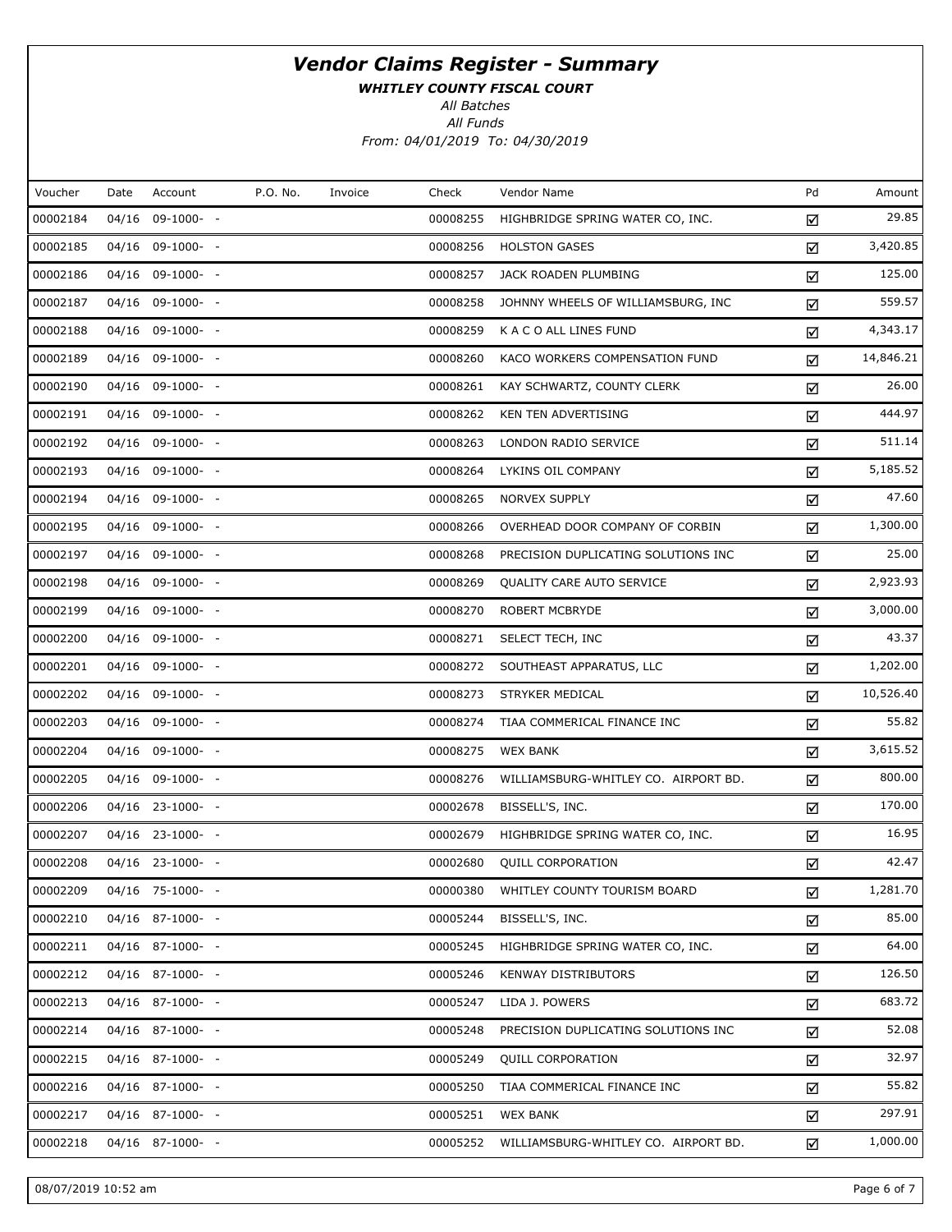# *Vendor Claims Register - Summary*

***WHITLEY COUNTY FISCAL COURT***

*All Batches*

*All Funds*

*From: 04/01/2019 To: 04/30/2019*

| Voucher | Date | Account | P.O. No. | Invoice | Check | Vendor Name | Pd | Amount |
|---|---|---|---|---|---|---|---|---|
| 00002184 | 04/16 | 09-1000- - | | | 00008255 | HIGHBRIDGE SPRING WATER CO, INC. | ☑ | 29.85 |
| 00002185 | 04/16 | 09-1000- - | | | 00008256 | HOLSTON GASES | ☑ | 3,420.85 |
| 00002186 | 04/16 | 09-1000- - | | | 00008257 | JACK ROADEN PLUMBING | ☑ | 125.00 |
| 00002187 | 04/16 | 09-1000- - | | | 00008258 | JOHNNY WHEELS OF WILLIAMSBURG, INC | ☑ | 559.57 |
| 00002188 | 04/16 | 09-1000- - | | | 00008259 | K A C O ALL LINES FUND | ☑ | 4,343.17 |
| 00002189 | 04/16 | 09-1000- - | | | 00008260 | KACO WORKERS COMPENSATION FUND | ☑ | 14,846.21 |
| 00002190 | 04/16 | 09-1000- - | | | 00008261 | KAY SCHWARTZ, COUNTY CLERK | ☑ | 26.00 |
| 00002191 | 04/16 | 09-1000- - | | | 00008262 | KEN TEN ADVERTISING | ☑ | 444.97 |
| 00002192 | 04/16 | 09-1000- - | | | 00008263 | LONDON RADIO SERVICE | ☑ | 511.14 |
| 00002193 | 04/16 | 09-1000- - | | | 00008264 | LYKINS OIL COMPANY | ☑ | 5,185.52 |
| 00002194 | 04/16 | 09-1000- - | | | 00008265 | NORVEX SUPPLY | ☑ | 47.60 |
| 00002195 | 04/16 | 09-1000- - | | | 00008266 | OVERHEAD DOOR COMPANY OF CORBIN | ☑ | 1,300.00 |
| 00002197 | 04/16 | 09-1000- - | | | 00008268 | PRECISION DUPLICATING SOLUTIONS INC | ☑ | 25.00 |
| 00002198 | 04/16 | 09-1000- - | | | 00008269 | QUALITY CARE AUTO SERVICE | ☑ | 2,923.93 |
| 00002199 | 04/16 | 09-1000- - | | | 00008270 | ROBERT MCBRYDE | ☑ | 3,000.00 |
| 00002200 | 04/16 | 09-1000- - | | | 00008271 | SELECT TECH, INC | ☑ | 43.37 |
| 00002201 | 04/16 | 09-1000- - | | | 00008272 | SOUTHEAST APPARATUS, LLC | ☑ | 1,202.00 |
| 00002202 | 04/16 | 09-1000- - | | | 00008273 | STRYKER MEDICAL | ☑ | 10,526.40 |
| 00002203 | 04/16 | 09-1000- - | | | 00008274 | TIAA COMMERICAL FINANCE INC | ☑ | 55.82 |
| 00002204 | 04/16 | 09-1000- - | | | 00008275 | WEX BANK | ☑ | 3,615.52 |
| 00002205 | 04/16 | 09-1000- - | | | 00008276 | WILLIAMSBURG-WHITLEY CO. AIRPORT BD. | ☑ | 800.00 |
| 00002206 | 04/16 | 23-1000- - | | | 00002678 | BISSELL'S, INC. | ☑ | 170.00 |
| 00002207 | 04/16 | 23-1000- - | | | 00002679 | HIGHBRIDGE SPRING WATER CO, INC. | ☑ | 16.95 |
| 00002208 | 04/16 | 23-1000- - | | | 00002680 | QUILL CORPORATION | ☑ | 42.47 |
| 00002209 | 04/16 | 75-1000- - | | | 00000380 | WHITLEY COUNTY TOURISM BOARD | ☑ | 1,281.70 |
| 00002210 | 04/16 | 87-1000- - | | | 00005244 | BISSELL'S, INC. | ☑ | 85.00 |
| 00002211 | 04/16 | 87-1000- - | | | 00005245 | HIGHBRIDGE SPRING WATER CO, INC. | ☑ | 64.00 |
| 00002212 | 04/16 | 87-1000- - | | | 00005246 | KENWAY DISTRIBUTORS | ☑ | 126.50 |
| 00002213 | 04/16 | 87-1000- - | | | 00005247 | LIDA J. POWERS | ☑ | 683.72 |
| 00002214 | 04/16 | 87-1000- - | | | 00005248 | PRECISION DUPLICATING SOLUTIONS INC | ☑ | 52.08 |
| 00002215 | 04/16 | 87-1000- - | | | 00005249 | QUILL CORPORATION | ☑ | 32.97 |
| 00002216 | 04/16 | 87-1000- - | | | 00005250 | TIAA COMMERICAL FINANCE INC | ☑ | 55.82 |
| 00002217 | 04/16 | 87-1000- - | | | 00005251 | WEX BANK | ☑ | 297.91 |
| 00002218 | 04/16 | 87-1000- - | | | 00005252 | WILLIAMSBURG-WHITLEY CO. AIRPORT BD. | ☑ | 1,000.00 |

08/07/2019 10:52 am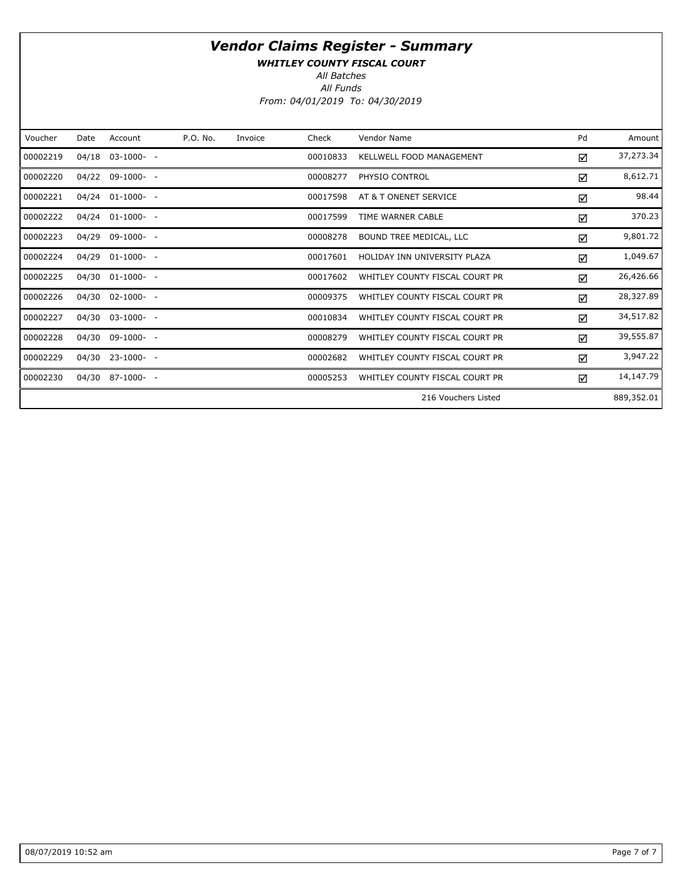# *Vendor Claims Register - Summary*

***WHITLEY COUNTY FISCAL COURT***

*All Batches*

*All Funds*

*From: 04/01/2019 To: 04/30/2019*

| Voucher | Date | Account | P.O. No. | Invoice | Check | Vendor Name | Pd | Amount |
|---|---|---|---|---|---|---|---|---|
| 00002219 | 04/18 | 03-1000- - | | | 00010833 | KELLWELL FOOD MANAGEMENT | ☑ | 37,273.34 |
| 00002220 | 04/22 | 09-1000- - | | | 00008277 | PHYSIO CONTROL | ☑ | 8,612.71 |
| 00002221 | 04/24 | 01-1000- - | | | 00017598 | AT & T ONENET SERVICE | ☑ | 98.44 |
| 00002222 | 04/24 | 01-1000- - | | | 00017599 | TIME WARNER CABLE | ☑ | 370.23 |
| 00002223 | 04/29 | 09-1000- - | | | 00008278 | BOUND TREE MEDICAL, LLC | ☑ | 9,801.72 |
| 00002224 | 04/29 | 01-1000- - | | | 00017601 | HOLIDAY INN UNIVERSITY PLAZA | ☑ | 1,049.67 |
| 00002225 | 04/30 | 01-1000- - | | | 00017602 | WHITLEY COUNTY FISCAL COURT PR | ☑ | 26,426.66 |
| 00002226 | 04/30 | 02-1000- - | | | 00009375 | WHITLEY COUNTY FISCAL COURT PR | ☑ | 28,327.89 |
| 00002227 | 04/30 | 03-1000- - | | | 00010834 | WHITLEY COUNTY FISCAL COURT PR | ☑ | 34,517.82 |
| 00002228 | 04/30 | 09-1000- - | | | 00008279 | WHITLEY COUNTY FISCAL COURT PR | ☑ | 39,555.87 |
| 00002229 | 04/30 | 23-1000- - | | | 00002682 | WHITLEY COUNTY FISCAL COURT PR | ☑ | 3,947.22 |
| 00002230 | 04/30 | 87-1000- - | | | 00005253 | WHITLEY COUNTY FISCAL COURT PR | ☑ | 14,147.79 |
| | | | | | | 216 Vouchers Listed | | 889,352.01 |

08/07/2019 10:52 am